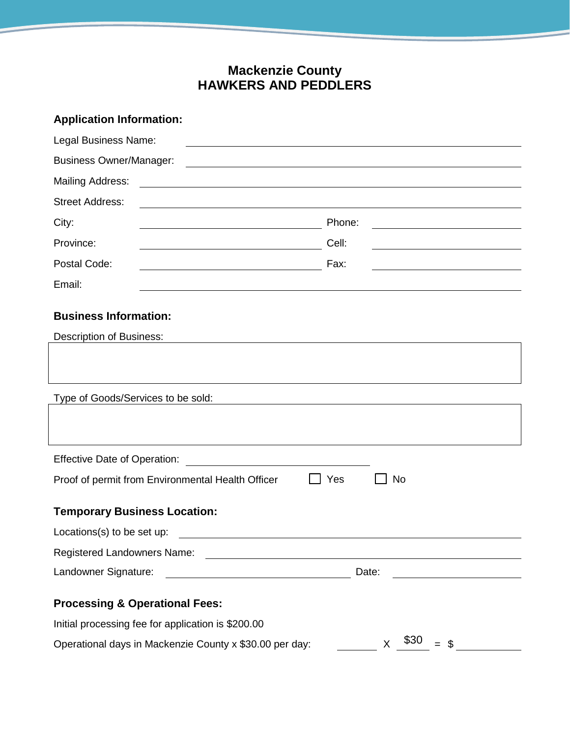# Mackenzie County
# HAWKERS AND PEDDLERS

## Application Information:

Legal Business Name: ______________________________

Business Owner/Manager: ______________________________

Mailing Address: ______________________________

Street Address: ______________________________

City: ______________________ Phone: ______________________

Province: ______________________ Cell: ______________________

Postal Code: ______________________ Fax: ______________________

Email: ______________________________

## Business Information:

Description of Business:

| |
|---|
| |

Type of Goods/Services to be sold:

| |
|---|
| |

Effective Date of Operation: ______________________

Proof of permit from Environmental Health Officer ☐ Yes ☐ No

## Temporary Business Location:

Locations(s) to be set up: ______________________________

Registered Landowners Name: ______________________________

Landowner Signature: ______________________ Date: ______________

## Processing & Operational Fees:

Initial processing fee for application is $200.00

Operational days in Mackenzie County x $30.00 per day: ________ X $30 = $ __________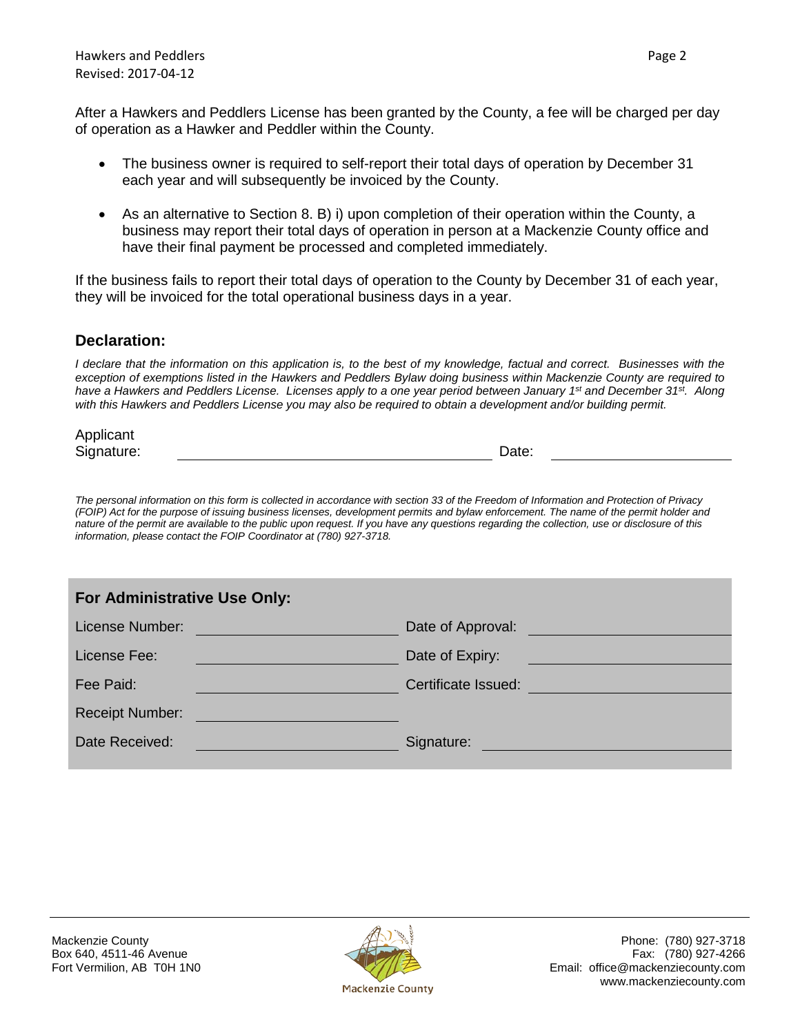After a Hawkers and Peddlers License has been granted by the County, a fee will be charged per day of operation as a Hawker and Peddler within the County.

- The business owner is required to self-report their total days of operation by December 31 each year and will subsequently be invoiced by the County.
- As an alternative to Section 8. B) i) upon completion of their operation within the County, a business may report their total days of operation in person at a Mackenzie County office and have their final payment be processed and completed immediately.

If the business fails to report their total days of operation to the County by December 31 of each year, they will be invoiced for the total operational business days in a year.

## Declaration:

*I declare that the information on this application is, to the best of my knowledge, factual and correct. Businesses with the exception of exemptions listed in the Hawkers and Peddlers Bylaw doing business within Mackenzie County are required to have a Hawkers and Peddlers License. Licenses apply to a one year period between January 1st and December 31st. Along with this Hawkers and Peddlers License you may also be required to obtain a development and/or building permit.*

Applicant Signature: ______________________________ Date: ____________________

*The personal information on this form is collected in accordance with section 33 of the Freedom of Information and Protection of Privacy (FOIP) Act for the purpose of issuing business licenses, development permits and bylaw enforcement. The name of the permit holder and nature of the permit are available to the public upon request. If you have any questions regarding the collection, use or disclosure of this information, please contact the FOIP Coordinator at (780) 927-3718.*

### For Administrative Use Only:

| | | | |
|---|---|---|---|
| License Number: | | Date of Approval: | |
| License Fee: | | Date of Expiry: | |
| Fee Paid: | | Certificate Issued: | |
| Receipt Number: | | | |
| Date Received: | | Signature: | |

Mackenzie County
Box 640, 4511-46 Avenue
Fort Vermilion, AB T0H 1N0

Mackenzie County

Phone: (780) 927-3718
Fax: (780) 927-4266
Email: office@mackenziecounty.com
www.mackenziecounty.com